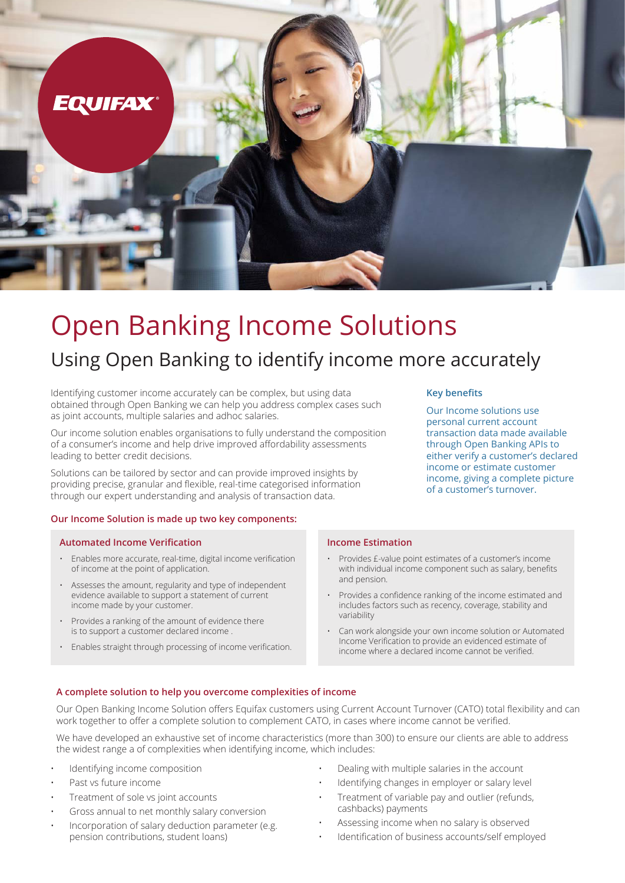EQUIFAX

# Open Banking Income Solutions

## Using Open Banking to identify income more accurately

Identifying customer income accurately can be complex, but using data obtained through Open Banking we can help you address complex cases such as joint accounts, multiple salaries and adhoc salaries.

Our income solution enables organisations to fully understand the composition of a consumer's income and help drive improved affordability assessments leading to better credit decisions.

Solutions can be tailored by sector and can provide improved insights by providing precise, granular and flexible, real-time categorised information through our expert understanding and analysis of transaction data.

### Key benefits

Our Income solutions use personal current account transaction data made available through Open Banking APIs to either verify a customer's declared income or estimate customer income, giving a complete picture of a customer's turnover.

### Our Income Solution is made up two key components:

#### Automated Income Verification

- Enables more accurate, real-time, digital income verification of income at the point of application.
- Assesses the amount, regularity and type of independent evidence available to support a statement of current income made by your customer.
- Provides a ranking of the amount of evidence there is to support a customer declared income .
- Enables straight through processing of income verification.

#### Income Estimation

- Provides £-value point estimates of a customer's income with individual income component such as salary, benefits and pension.
- Provides a confidence ranking of the income estimated and includes factors such as recency, coverage, stability and variability
- Can work alongside your own income solution or Automated Income Verification to provide an evidenced estimate of income where a declared income cannot be verified.

### A complete solution to help you overcome complexities of income

Our Open Banking Income Solution offers Equifax customers using Current Account Turnover (CATO) total flexibility and can work together to offer a complete solution to complement CATO, in cases where income cannot be verified.

We have developed an exhaustive set of income characteristics (more than 300) to ensure our clients are able to address the widest range a of complexities when identifying income, which includes:

- Identifying income composition
- Past vs future income
- Treatment of sole vs joint accounts
- Gross annual to net monthly salary conversion
- Incorporation of salary deduction parameter (e.g. pension contributions, student loans)
- Dealing with multiple salaries in the account
- Identifying changes in employer or salary level
- Treatment of variable pay and outlier (refunds, cashbacks) payments
- Assessing income when no salary is observed
- Identification of business accounts/self employed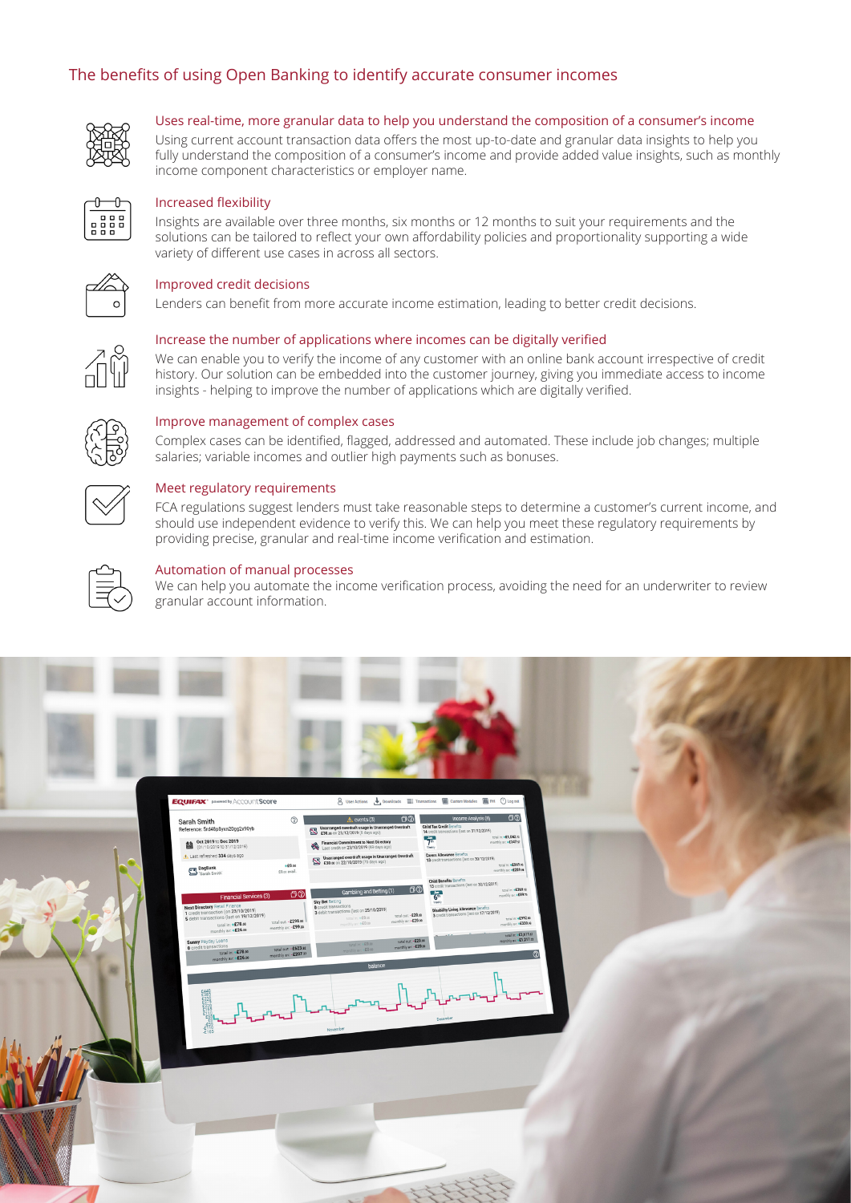## The benefits of using Open Banking to identify accurate consumer incomes

### Uses real-time, more granular data to help you understand the composition of a consumer's income

Using current account transaction data offers the most up-to-date and granular data insights to help you fully understand the composition of a consumer's income and provide added value insights, such as monthly income component characteristics or employer name.

### Increased flexibility

Insights are available over three months, six months or 12 months to suit your requirements and the solutions can be tailored to reflect your own affordability policies and proportionality supporting a wide variety of different use cases in across all sectors.

### Improved credit decisions

Lenders can benefit from more accurate income estimation, leading to better credit decisions.

### Increase the number of applications where incomes can be digitally verified

We can enable you to verify the income of any customer with an online bank account irrespective of credit history. Our solution can be embedded into the customer journey, giving you immediate access to income insights - helping to improve the number of applications which are digitally verified.

### Improve management of complex cases

Complex cases can be identified, flagged, addressed and automated. These include job changes; multiple salaries; variable incomes and outlier high payments such as bonuses.

### Meet regulatory requirements

FCA regulations suggest lenders must take reasonable steps to determine a customer's current income, and should use independent evidence to verify this. We can help you meet these regulatory requirements by providing precise, granular and real-time income verification and estimation.

### Automation of manual processes

We can help you automate the income verification process, avoiding the need for an underwriter to review granular account information.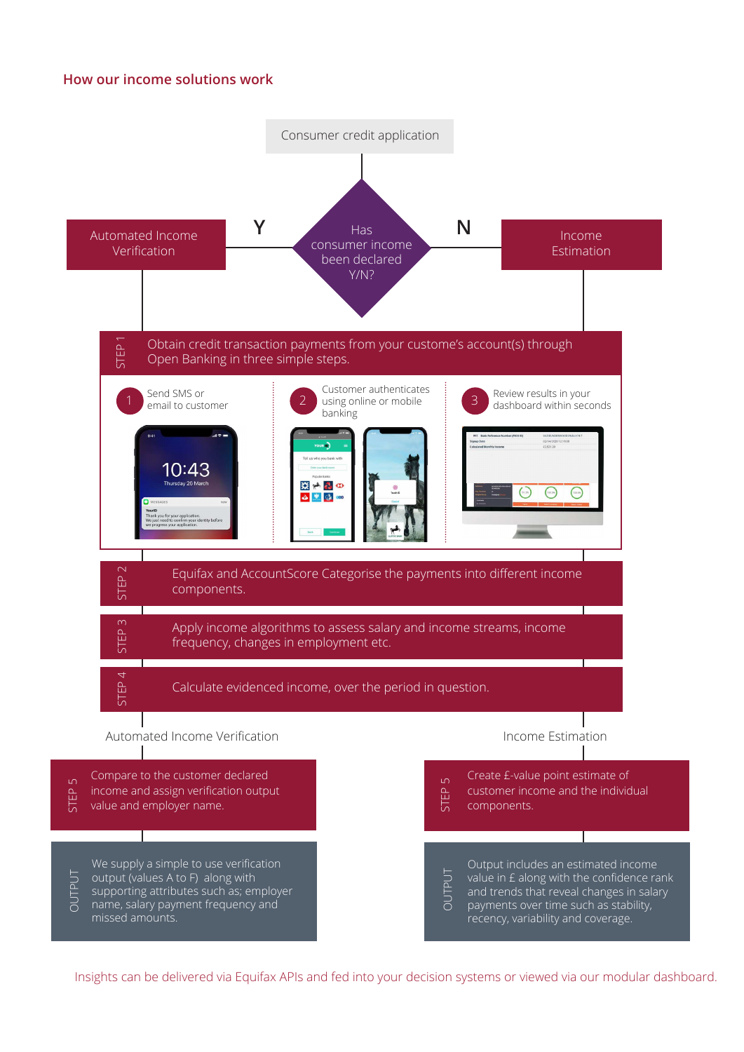## How our income solutions work

Consumer credit application

Has consumer income been declared Y/N?

Y — Automated Income Verification

N — Income Estimation

**STEP 1** Obtain credit transaction payments from your custome's account(s) through Open Banking in three simple steps.

1. Send SMS or email to customer
2. Customer authenticates using online or mobile banking
3. Review results in your dashboard within seconds

**STEP 2** Equifax and AccountScore Categorise the payments into different income components.

**STEP 3** Apply income algorithms to assess salary and income streams, income frequency, changes in employment etc.

**STEP 4** Calculate evidenced income, over the period in question.

### Automated Income Verification

**STEP 5** Compare to the customer declared income and assign verification output value and employer name.

**OUTPUT** We supply a simple to use verification output (values A to F) along with supporting attributes such as; employer name, salary payment frequency and missed amounts.

### Income Estimation

**STEP 5** Create £-value point estimate of customer income and the individual components.

**OUTPUT** Output includes an estimated income value in £ along with the confidence rank and trends that reveal changes in salary payments over time such as stability, recency, variability and coverage.

Insights can be delivered via Equifax APIs and fed into your decision systems or viewed via our modular dashboard.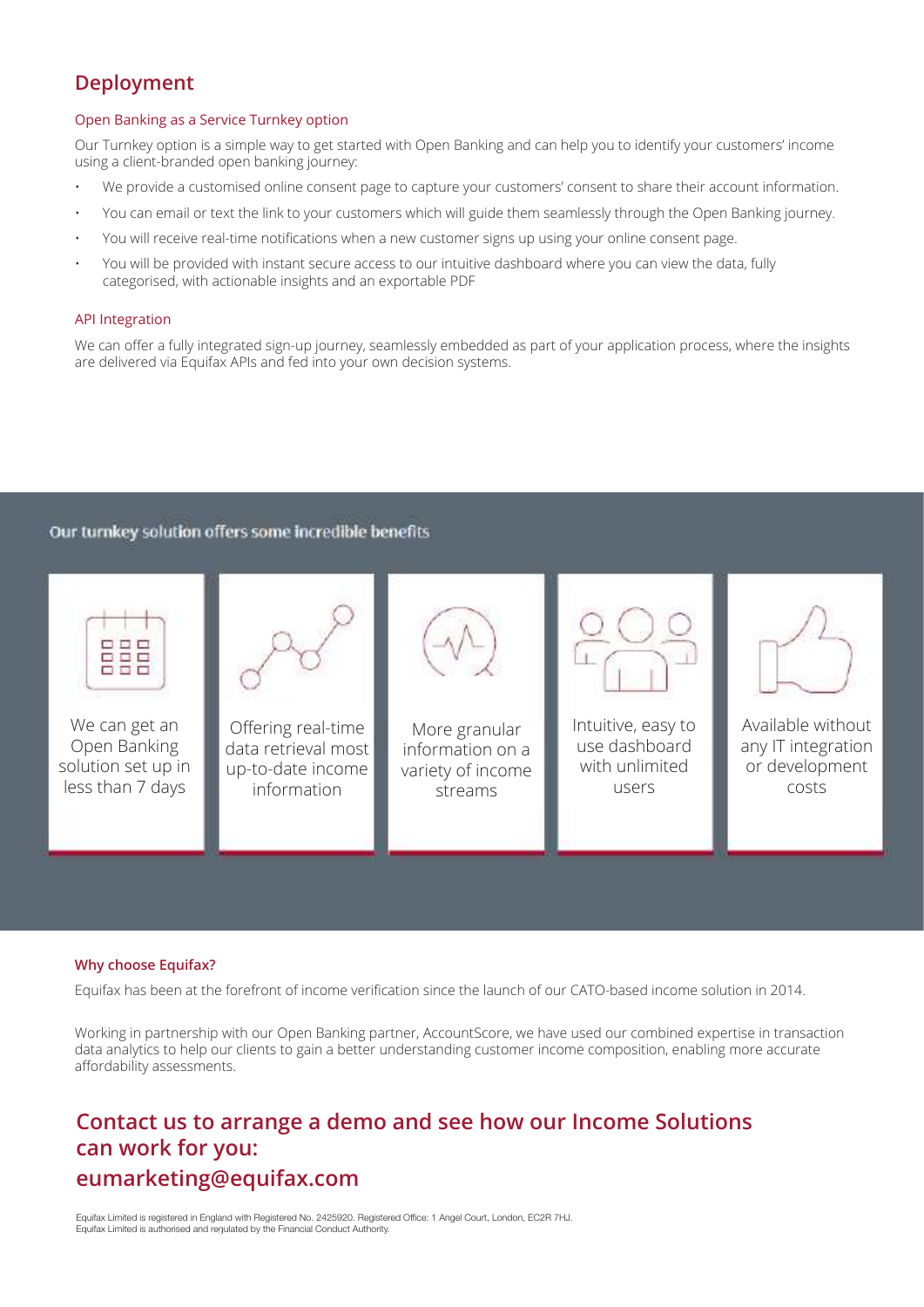## Deployment

### Open Banking as a Service Turnkey option

Our Turnkey option is a simple way to get started with Open Banking and can help you to identify your customers' income using a client-branded open banking journey:

- We provide a customised online consent page to capture your customers' consent to share their account information.
- You can email or text the link to your customers which will guide them seamlessly through the Open Banking journey.
- You will receive real-time notifications when a new customer signs up using your online consent page.
- You will be provided with instant secure access to our intuitive dashboard where you can view the data, fully categorised, with actionable insights and an exportable PDF

### API Integration

We can offer a fully integrated sign-up journey, seamlessly embedded as part of your application process, where the insights are delivered via Equifax APIs and fed into your own decision systems.

**Our turnkey solution offers some incredible benefits**

- We can get an Open Banking solution set up in less than 7 days
- Offering real-time data retrieval most up-to-date income information
- More granular information on a variety of income streams
- Intuitive, easy to use dashboard with unlimited users
- Available without any IT integration or development costs

### Why choose Equifax?

Equifax has been at the forefront of income verification since the launch of our CATO-based income solution in 2014.

Working in partnership with our Open Banking partner, AccountScore, we have used our combined expertise in transaction data analytics to help our clients to gain a better understanding customer income composition, enabling more accurate affordability assessments.

## Contact us to arrange a demo and see how our Income Solutions can work for you: eumarketing@equifax.com

Equifax Limited is registered in England with Registered No. 2425920. Registered Office: 1 Angel Court, London, EC2R 7HJ.
Equifax Limited is authorised and regulated by the Financial Conduct Authority.